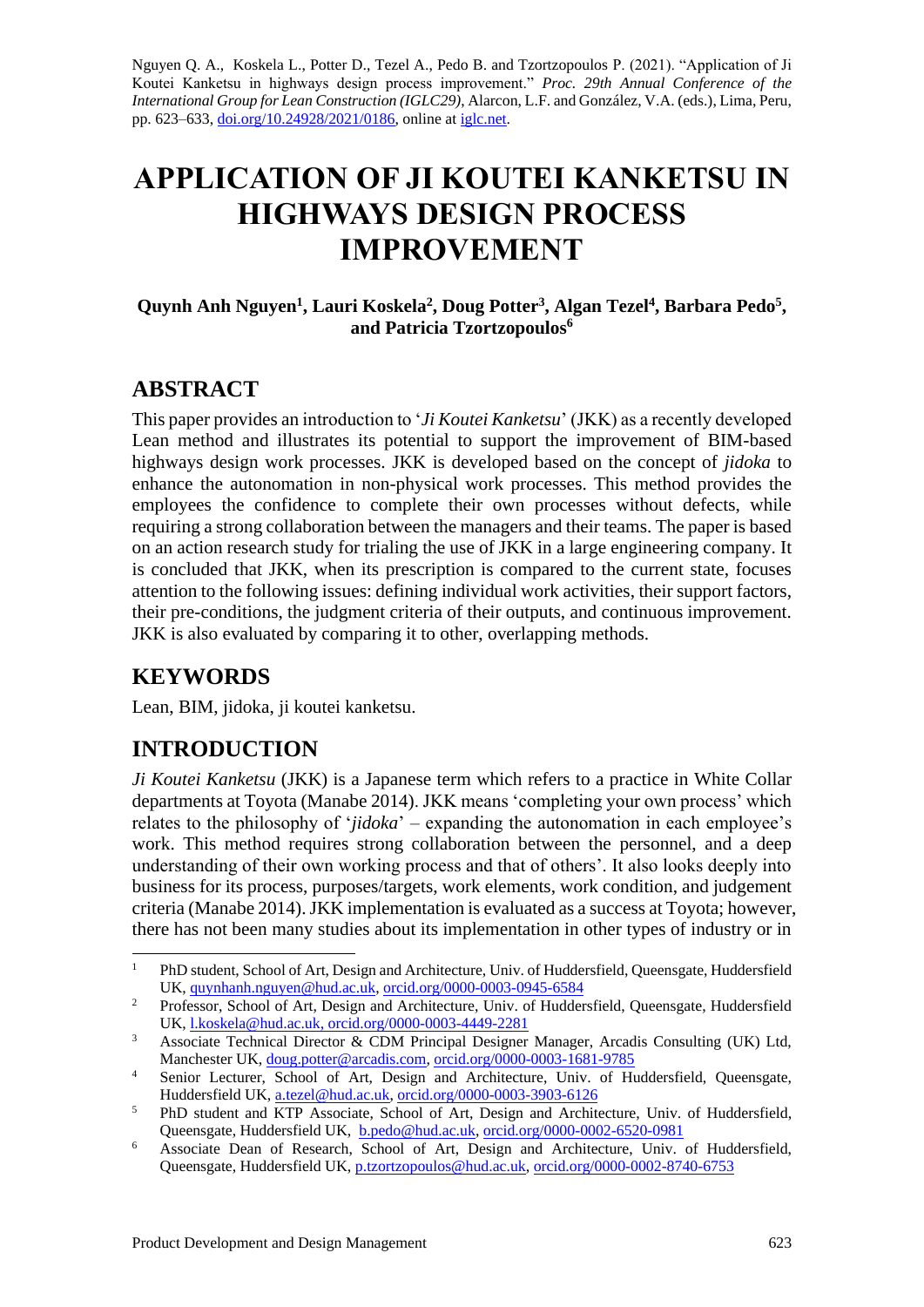Nguyen Q. A., Koskela L., Potter D., Tezel A., Pedo B. and Tzortzopoulos P. (2021). "Application of Ji Koutei Kanketsu in highways design process improvement." *Proc. 29th Annual Conference of the International Group for Lean Construction (IGLC29),* Alarcon, L.F. and González, V.A. (eds.), Lima, Peru, pp. 623–633, doi.org/10.24928/2021/0186, online at iglc.net.

# APPLICATION OF JI KOUTEI KANKETSU IN HIGHWAYS DESIGN PROCESS IMPROVEMENT

**Quynh Anh Nguyen[1], Lauri Koskela[2], Doug Potter[3], Algan Tezel[4], Barbara Pedo[5], and Patricia Tzortzopoulos[6]**

## ABSTRACT

This paper provides an introduction to '*Ji Koutei Kanketsu*' (JKK) as a recently developed Lean method and illustrates its potential to support the improvement of BIM-based highways design work processes. JKK is developed based on the concept of *jidoka* to enhance the autonomation in non-physical work processes. This method provides the employees the confidence to complete their own processes without defects, while requiring a strong collaboration between the managers and their teams. The paper is based on an action research study for trialing the use of JKK in a large engineering company. It is concluded that JKK, when its prescription is compared to the current state, focuses attention to the following issues: defining individual work activities, their support factors, their pre-conditions, the judgment criteria of their outputs, and continuous improvement. JKK is also evaluated by comparing it to other, overlapping methods.

## KEYWORDS

Lean, BIM, jidoka, ji koutei kanketsu.

## INTRODUCTION

*Ji Koutei Kanketsu* (JKK) is a Japanese term which refers to a practice in White Collar departments at Toyota (Manabe 2014). JKK means 'completing your own process' which relates to the philosophy of '*jidoka*' – expanding the autonomation in each employee's work. This method requires strong collaboration between the personnel, and a deep understanding of their own working process and that of others'. It also looks deeply into business for its process, purposes/targets, work elements, work condition, and judgement criteria (Manabe 2014). JKK implementation is evaluated as a success at Toyota; however, there has not been many studies about its implementation in other types of industry or in

---

[1] PhD student, School of Art, Design and Architecture, Univ. of Huddersfield, Queensgate, Huddersfield UK, quynhanh.nguyen@hud.ac.uk, orcid.org/0000-0003-0945-6584

[2] Professor, School of Art, Design and Architecture, Univ. of Huddersfield, Queensgate, Huddersfield UK, l.koskela@hud.ac.uk, orcid.org/0000-0003-4449-2281

[3] Associate Technical Director & CDM Principal Designer Manager, Arcadis Consulting (UK) Ltd, Manchester UK, doug.potter@arcadis.com, orcid.org/0000-0003-1681-9785

[4] Senior Lecturer, School of Art, Design and Architecture, Univ. of Huddersfield, Queensgate, Huddersfield UK, a.tezel@hud.ac.uk, orcid.org/0000-0003-3903-6126

[5] PhD student and KTP Associate, School of Art, Design and Architecture, Univ. of Huddersfield, Queensgate, Huddersfield UK, b.pedo@hud.ac.uk, orcid.org/0000-0002-6520-0981

[6] Associate Dean of Research, School of Art, Design and Architecture, Univ. of Huddersfield, Queensgate, Huddersfield UK, p.tzortzopoulos@hud.ac.uk, orcid.org/0000-0002-8740-6753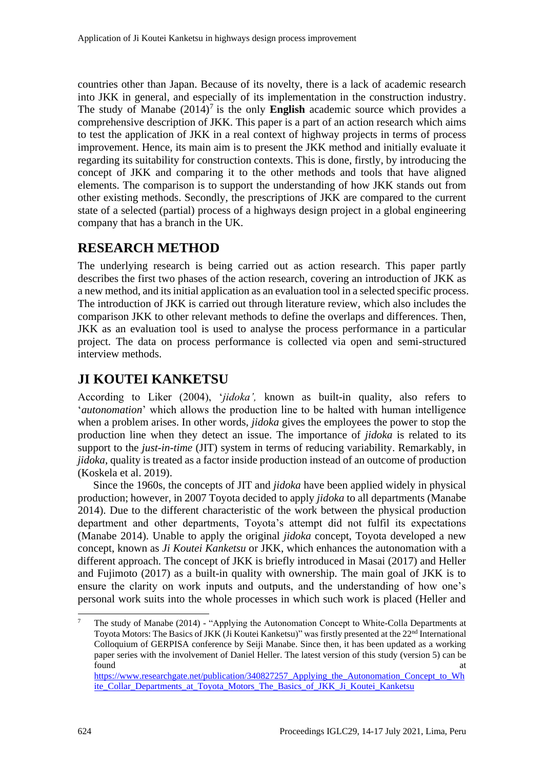countries other than Japan. Because of its novelty, there is a lack of academic research into JKK in general, and especially of its implementation in the construction industry. The study of Manabe (2014)[7] is the only **English** academic source which provides a comprehensive description of JKK. This paper is a part of an action research which aims to test the application of JKK in a real context of highway projects in terms of process improvement. Hence, its main aim is to present the JKK method and initially evaluate it regarding its suitability for construction contexts. This is done, firstly, by introducing the concept of JKK and comparing it to the other methods and tools that have aligned elements. The comparison is to support the understanding of how JKK stands out from other existing methods. Secondly, the prescriptions of JKK are compared to the current state of a selected (partial) process of a highways design project in a global engineering company that has a branch in the UK.

## RESEARCH METHOD

The underlying research is being carried out as action research. This paper partly describes the first two phases of the action research, covering an introduction of JKK as a new method, and its initial application as an evaluation tool in a selected specific process. The introduction of JKK is carried out through literature review, which also includes the comparison JKK to other relevant methods to define the overlaps and differences. Then, JKK as an evaluation tool is used to analyse the process performance in a particular project. The data on process performance is collected via open and semi-structured interview methods.

## JI KOUTEI KANKETSU

According to Liker (2004), '*jidoka',* known as built-in quality, also refers to '*autonomation*' which allows the production line to be halted with human intelligence when a problem arises. In other words, *jidoka* gives the employees the power to stop the production line when they detect an issue. The importance of *jidoka* is related to its support to the *just-in-time* (JIT) system in terms of reducing variability. Remarkably, in *jidoka*, quality is treated as a factor inside production instead of an outcome of production (Koskela et al. 2019).

Since the 1960s, the concepts of JIT and *jidoka* have been applied widely in physical production; however, in 2007 Toyota decided to apply *jidoka* to all departments (Manabe 2014). Due to the different characteristic of the work between the physical production department and other departments, Toyota's attempt did not fulfil its expectations (Manabe 2014). Unable to apply the original *jidoka* concept, Toyota developed a new concept, known as *Ji Koutei Kanketsu* or JKK, which enhances the autonomation with a different approach. The concept of JKK is briefly introduced in Masai (2017) and Heller and Fujimoto (2017) as a built-in quality with ownership. The main goal of JKK is to ensure the clarity on work inputs and outputs, and the understanding of how one's personal work suits into the whole processes in which such work is placed (Heller and

[7] The study of Manabe (2014) - "Applying the Autonomation Concept to White-Colla Departments at Toyota Motors: The Basics of JKK (Ji Koutei Kanketsu)" was firstly presented at the 22[nd] International Colloquium of GERPISA conference by Seiji Manabe. Since then, it has been updated as a working paper series with the involvement of Daniel Heller. The latest version of this study (version 5) can be found at https://www.researchgate.net/publication/340827257_Applying_the_Autonomation_Concept_to_White_Collar_Departments_at_Toyota_Motors_The_Basics_of_JKK_Ji_Koutei_Kanketsu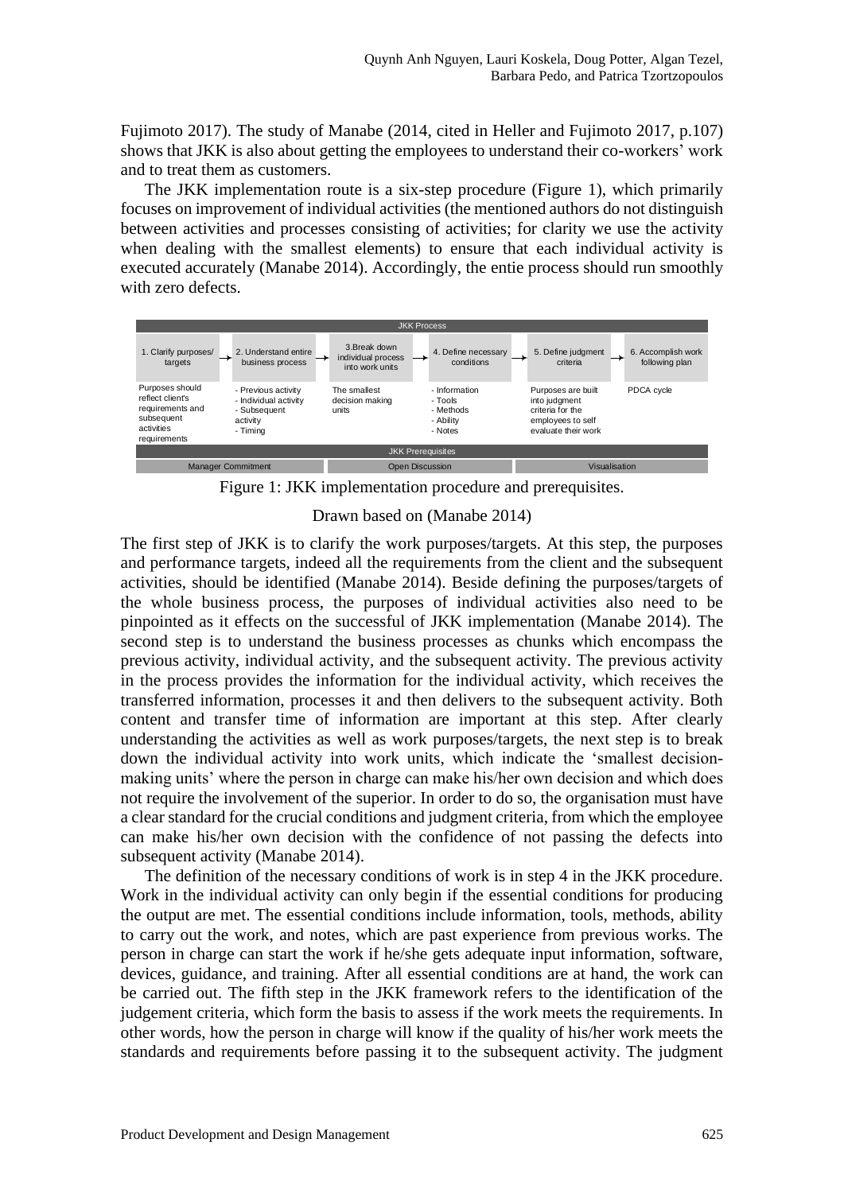Fujimoto 2017). The study of Manabe (2014, cited in Heller and Fujimoto 2017, p.107) shows that JKK is also about getting the employees to understand their co-workers' work and to treat them as customers.

The JKK implementation route is a six-step procedure (Figure 1), which primarily focuses on improvement of individual activities (the mentioned authors do not distinguish between activities and processes consisting of activities; for clarity we use the activity when dealing with the smallest elements) to ensure that each individual activity is executed accurately (Manabe 2014). Accordingly, the entie process should run smoothly with zero defects.

| JKK Process | | | | | |
|---|---|---|---|---|---|
| 1. Clarify purposes/ targets | 2. Understand entire business process | 3.Break down individual process into work units | 4. Define necessary conditions | 5. Define judgment criteria | 6. Accomplish work following plan |
| Purposes should reflect client's requirements and subsequent activities requirements | - Previous activity<br>- Individual activity<br>- Subsequent activity<br>- Timing | The smallest decision making units | - Information<br>- Tools<br>- Methods<br>- Ability<br>- Notes | Purposes are built into judgment criteria for the employees to self evaluate their work | PDCA cycle |
| JKK Prerequisites | | | | | |
| Manager Commitment | | Open Discussion | | Visualisation | |

Figure 1: JKK implementation procedure and prerequisites.

Drawn based on (Manabe 2014)

The first step of JKK is to clarify the work purposes/targets. At this step, the purposes and performance targets, indeed all the requirements from the client and the subsequent activities, should be identified (Manabe 2014). Beside defining the purposes/targets of the whole business process, the purposes of individual activities also need to be pinpointed as it effects on the successful of JKK implementation (Manabe 2014). The second step is to understand the business processes as chunks which encompass the previous activity, individual activity, and the subsequent activity. The previous activity in the process provides the information for the individual activity, which receives the transferred information, processes it and then delivers to the subsequent activity. Both content and transfer time of information are important at this step. After clearly understanding the activities as well as work purposes/targets, the next step is to break down the individual activity into work units, which indicate the 'smallest decision-making units' where the person in charge can make his/her own decision and which does not require the involvement of the superior. In order to do so, the organisation must have a clear standard for the crucial conditions and judgment criteria, from which the employee can make his/her own decision with the confidence of not passing the defects into subsequent activity (Manabe 2014).

The definition of the necessary conditions of work is in step 4 in the JKK procedure. Work in the individual activity can only begin if the essential conditions for producing the output are met. The essential conditions include information, tools, methods, ability to carry out the work, and notes, which are past experience from previous works. The person in charge can start the work if he/she gets adequate input information, software, devices, guidance, and training. After all essential conditions are at hand, the work can be carried out. The fifth step in the JKK framework refers to the identification of the judgement criteria, which form the basis to assess if the work meets the requirements. In other words, how the person in charge will know if the quality of his/her work meets the standards and requirements before passing it to the subsequent activity. The judgment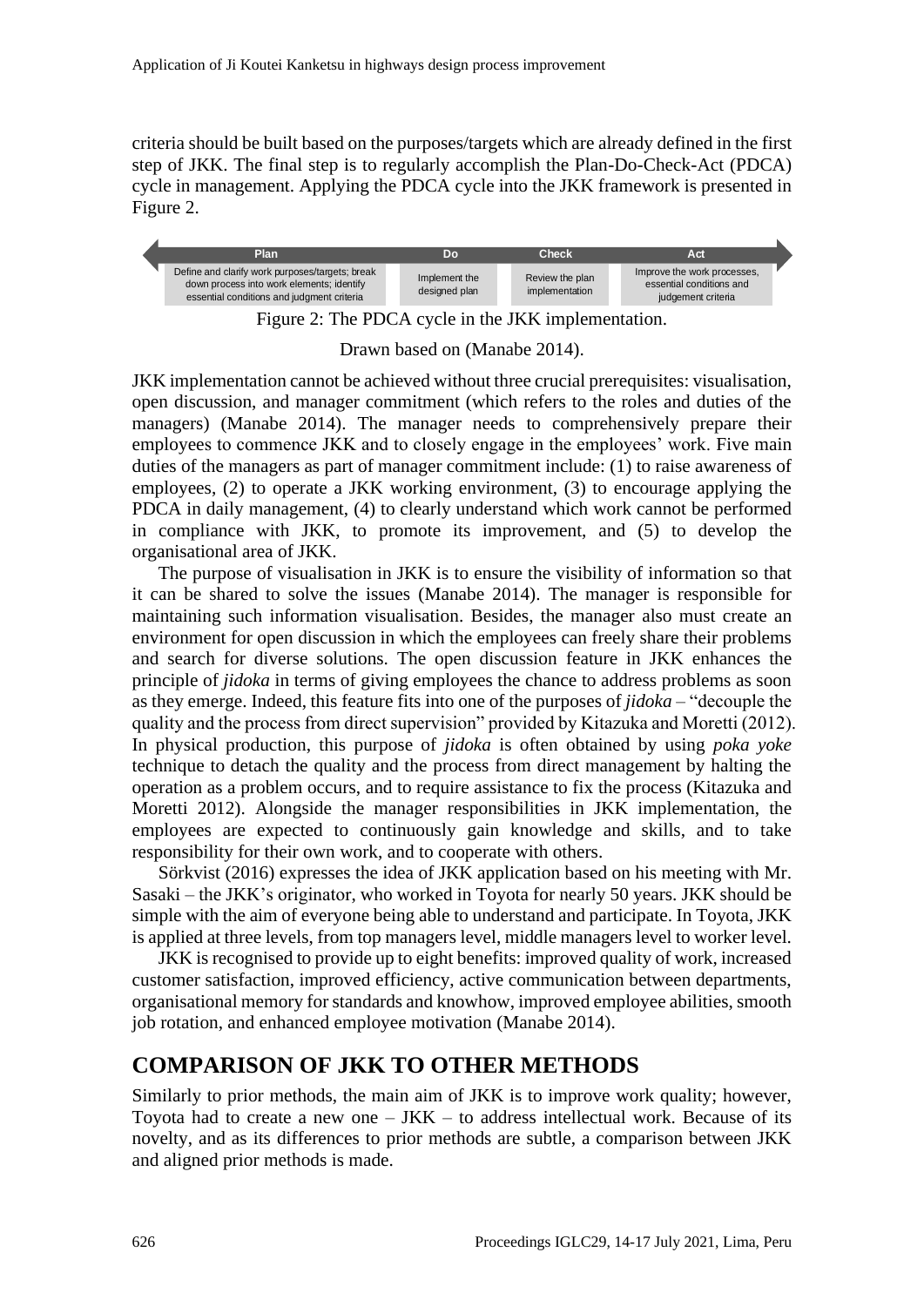criteria should be built based on the purposes/targets which are already defined in the first step of JKK. The final step is to regularly accomplish the Plan-Do-Check-Act (PDCA) cycle in management. Applying the PDCA cycle into the JKK framework is presented in Figure 2.

| Plan | Do | Check | Act |
|---|---|---|---|
| Define and clarify work purposes/targets; break down process into work elements; identify essential conditions and judgment criteria | Implement the designed plan | Review the plan implementation | Improve the work processes, essential conditions and judgement criteria |

Figure 2: The PDCA cycle in the JKK implementation.

Drawn based on (Manabe 2014).

JKK implementation cannot be achieved without three crucial prerequisites: visualisation, open discussion, and manager commitment (which refers to the roles and duties of the managers) (Manabe 2014). The manager needs to comprehensively prepare their employees to commence JKK and to closely engage in the employees' work. Five main duties of the managers as part of manager commitment include: (1) to raise awareness of employees, (2) to operate a JKK working environment, (3) to encourage applying the PDCA in daily management, (4) to clearly understand which work cannot be performed in compliance with JKK, to promote its improvement, and (5) to develop the organisational area of JKK.

The purpose of visualisation in JKK is to ensure the visibility of information so that it can be shared to solve the issues (Manabe 2014). The manager is responsible for maintaining such information visualisation. Besides, the manager also must create an environment for open discussion in which the employees can freely share their problems and search for diverse solutions. The open discussion feature in JKK enhances the principle of *jidoka* in terms of giving employees the chance to address problems as soon as they emerge. Indeed, this feature fits into one of the purposes of *jidoka* – "decouple the quality and the process from direct supervision" provided by Kitazuka and Moretti (2012). In physical production, this purpose of *jidoka* is often obtained by using *poka yoke* technique to detach the quality and the process from direct management by halting the operation as a problem occurs, and to require assistance to fix the process (Kitazuka and Moretti 2012). Alongside the manager responsibilities in JKK implementation, the employees are expected to continuously gain knowledge and skills, and to take responsibility for their own work, and to cooperate with others.

Sörkvist (2016) expresses the idea of JKK application based on his meeting with Mr. Sasaki – the JKK's originator, who worked in Toyota for nearly 50 years. JKK should be simple with the aim of everyone being able to understand and participate. In Toyota, JKK is applied at three levels, from top managers level, middle managers level to worker level.

JKK is recognised to provide up to eight benefits: improved quality of work, increased customer satisfaction, improved efficiency, active communication between departments, organisational memory for standards and knowhow, improved employee abilities, smooth job rotation, and enhanced employee motivation (Manabe 2014).

## COMPARISON OF JKK TO OTHER METHODS

Similarly to prior methods, the main aim of JKK is to improve work quality; however, Toyota had to create a new one – JKK – to address intellectual work. Because of its novelty, and as its differences to prior methods are subtle, a comparison between JKK and aligned prior methods is made.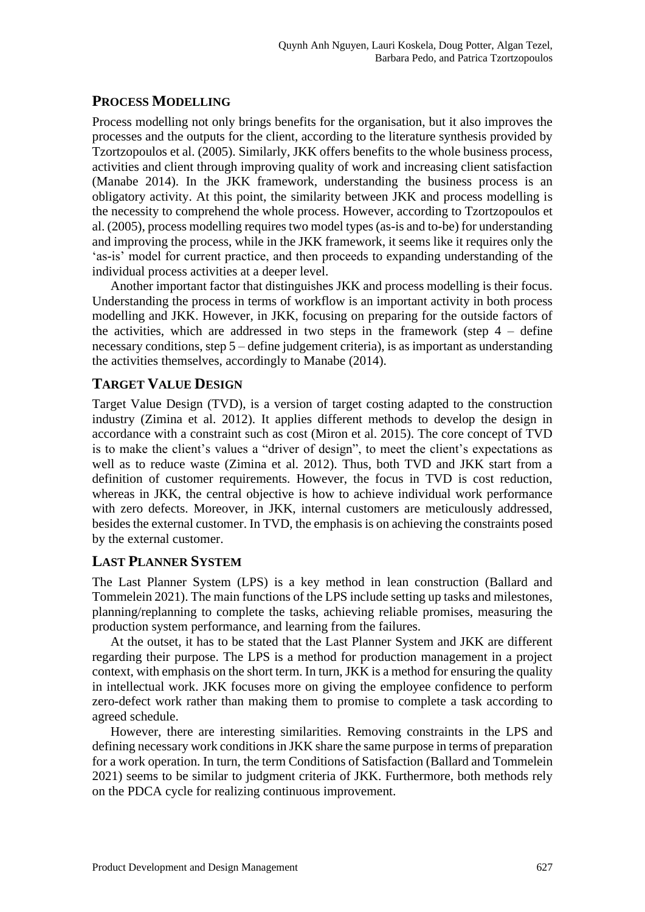## PROCESS MODELLING

Process modelling not only brings benefits for the organisation, but it also improves the processes and the outputs for the client, according to the literature synthesis provided by Tzortzopoulos et al. (2005). Similarly, JKK offers benefits to the whole business process, activities and client through improving quality of work and increasing client satisfaction (Manabe 2014). In the JKK framework, understanding the business process is an obligatory activity. At this point, the similarity between JKK and process modelling is the necessity to comprehend the whole process. However, according to Tzortzopoulos et al. (2005), process modelling requires two model types (as-is and to-be) for understanding and improving the process, while in the JKK framework, it seems like it requires only the 'as-is' model for current practice, and then proceeds to expanding understanding of the individual process activities at a deeper level.

Another important factor that distinguishes JKK and process modelling is their focus. Understanding the process in terms of workflow is an important activity in both process modelling and JKK. However, in JKK, focusing on preparing for the outside factors of the activities, which are addressed in two steps in the framework (step 4 – define necessary conditions, step 5 – define judgement criteria), is as important as understanding the activities themselves, accordingly to Manabe (2014).

## TARGET VALUE DESIGN

Target Value Design (TVD), is a version of target costing adapted to the construction industry (Zimina et al. 2012). It applies different methods to develop the design in accordance with a constraint such as cost (Miron et al. 2015). The core concept of TVD is to make the client's values a "driver of design", to meet the client's expectations as well as to reduce waste (Zimina et al. 2012). Thus, both TVD and JKK start from a definition of customer requirements. However, the focus in TVD is cost reduction, whereas in JKK, the central objective is how to achieve individual work performance with zero defects. Moreover, in JKK, internal customers are meticulously addressed, besides the external customer. In TVD, the emphasis is on achieving the constraints posed by the external customer.

## LAST PLANNER SYSTEM

The Last Planner System (LPS) is a key method in lean construction (Ballard and Tommelein 2021). The main functions of the LPS include setting up tasks and milestones, planning/replanning to complete the tasks, achieving reliable promises, measuring the production system performance, and learning from the failures.

At the outset, it has to be stated that the Last Planner System and JKK are different regarding their purpose. The LPS is a method for production management in a project context, with emphasis on the short term. In turn, JKK is a method for ensuring the quality in intellectual work. JKK focuses more on giving the employee confidence to perform zero-defect work rather than making them to promise to complete a task according to agreed schedule.

However, there are interesting similarities. Removing constraints in the LPS and defining necessary work conditions in JKK share the same purpose in terms of preparation for a work operation. In turn, the term Conditions of Satisfaction (Ballard and Tommelein 2021) seems to be similar to judgment criteria of JKK. Furthermore, both methods rely on the PDCA cycle for realizing continuous improvement.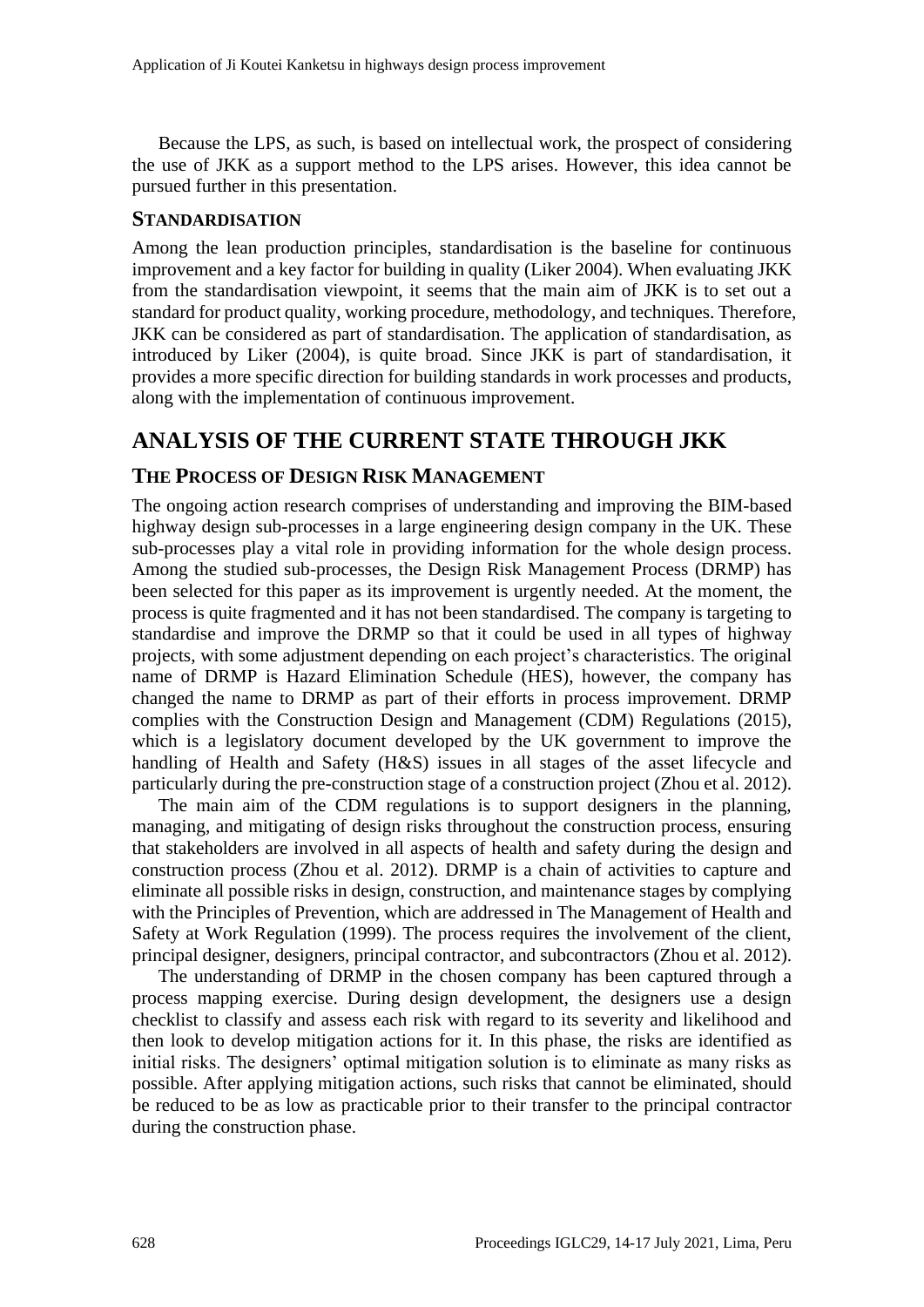Because the LPS, as such, is based on intellectual work, the prospect of considering the use of JKK as a support method to the LPS arises. However, this idea cannot be pursued further in this presentation.

### STANDARDISATION

Among the lean production principles, standardisation is the baseline for continuous improvement and a key factor for building in quality (Liker 2004). When evaluating JKK from the standardisation viewpoint, it seems that the main aim of JKK is to set out a standard for product quality, working procedure, methodology, and techniques. Therefore, JKK can be considered as part of standardisation. The application of standardisation, as introduced by Liker (2004), is quite broad. Since JKK is part of standardisation, it provides a more specific direction for building standards in work processes and products, along with the implementation of continuous improvement.

## ANALYSIS OF THE CURRENT STATE THROUGH JKK

### THE PROCESS OF DESIGN RISK MANAGEMENT

The ongoing action research comprises of understanding and improving the BIM-based highway design sub-processes in a large engineering design company in the UK. These sub-processes play a vital role in providing information for the whole design process. Among the studied sub-processes, the Design Risk Management Process (DRMP) has been selected for this paper as its improvement is urgently needed. At the moment, the process is quite fragmented and it has not been standardised. The company is targeting to standardise and improve the DRMP so that it could be used in all types of highway projects, with some adjustment depending on each project's characteristics. The original name of DRMP is Hazard Elimination Schedule (HES), however, the company has changed the name to DRMP as part of their efforts in process improvement. DRMP complies with the Construction Design and Management (CDM) Regulations (2015), which is a legislatory document developed by the UK government to improve the handling of Health and Safety (H&S) issues in all stages of the asset lifecycle and particularly during the pre-construction stage of a construction project (Zhou et al. 2012).

The main aim of the CDM regulations is to support designers in the planning, managing, and mitigating of design risks throughout the construction process, ensuring that stakeholders are involved in all aspects of health and safety during the design and construction process (Zhou et al. 2012). DRMP is a chain of activities to capture and eliminate all possible risks in design, construction, and maintenance stages by complying with the Principles of Prevention, which are addressed in The Management of Health and Safety at Work Regulation (1999). The process requires the involvement of the client, principal designer, designers, principal contractor, and subcontractors (Zhou et al. 2012).

The understanding of DRMP in the chosen company has been captured through a process mapping exercise. During design development, the designers use a design checklist to classify and assess each risk with regard to its severity and likelihood and then look to develop mitigation actions for it. In this phase, the risks are identified as initial risks. The designers' optimal mitigation solution is to eliminate as many risks as possible. After applying mitigation actions, such risks that cannot be eliminated, should be reduced to be as low as practicable prior to their transfer to the principal contractor during the construction phase.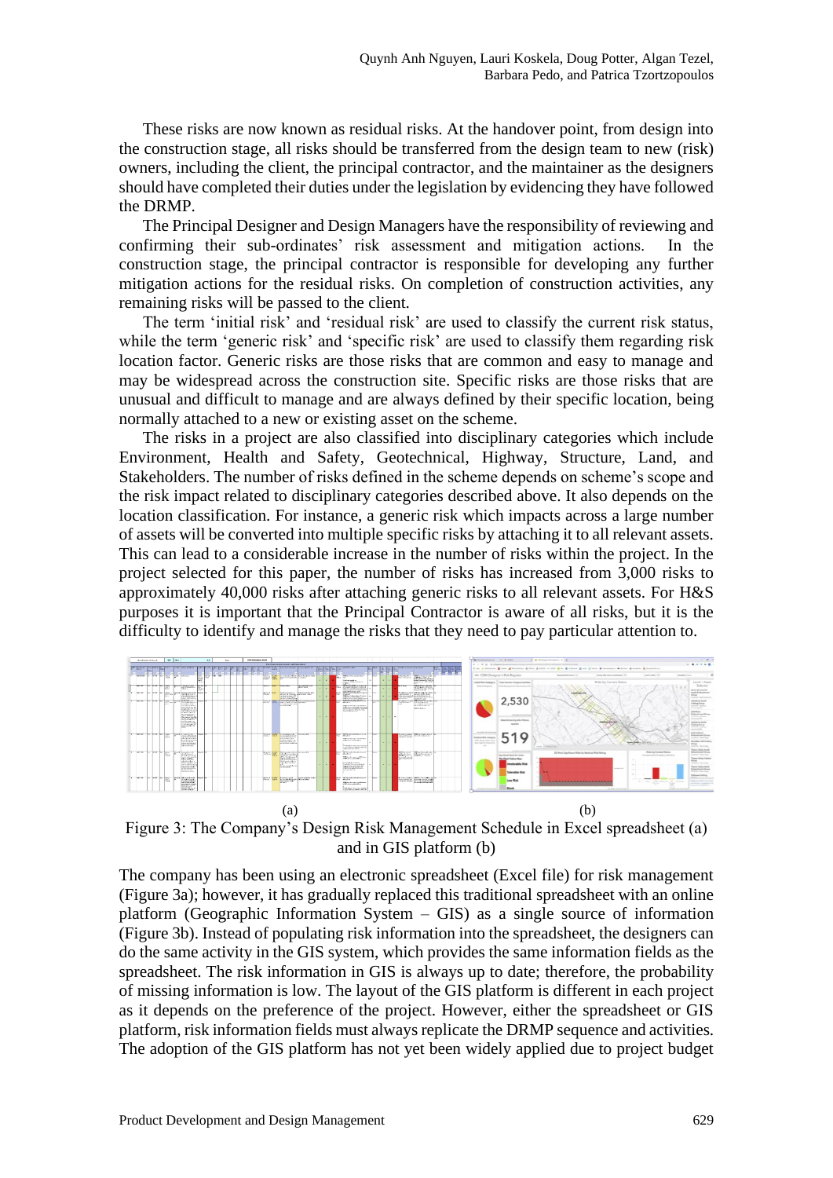These risks are now known as residual risks. At the handover point, from design into the construction stage, all risks should be transferred from the design team to new (risk) owners, including the client, the principal contractor, and the maintainer as the designers should have completed their duties under the legislation by evidencing they have followed the DRMP.

The Principal Designer and Design Managers have the responsibility of reviewing and confirming their sub-ordinates' risk assessment and mitigation actions. In the construction stage, the principal contractor is responsible for developing any further mitigation actions for the residual risks. On completion of construction activities, any remaining risks will be passed to the client.

The term 'initial risk' and 'residual risk' are used to classify the current risk status, while the term 'generic risk' and 'specific risk' are used to classify them regarding risk location factor. Generic risks are those risks that are common and easy to manage and may be widespread across the construction site. Specific risks are those risks that are unusual and difficult to manage and are always defined by their specific location, being normally attached to a new or existing asset on the scheme.

The risks in a project are also classified into disciplinary categories which include Environment, Health and Safety, Geotechnical, Highway, Structure, Land, and Stakeholders. The number of risks defined in the scheme depends on scheme's scope and the risk impact related to disciplinary categories described above. It also depends on the location classification. For instance, a generic risk which impacts across a large number of assets will be converted into multiple specific risks by attaching it to all relevant assets. This can lead to a considerable increase in the number of risks within the project. In the project selected for this paper, the number of risks has increased from 3,000 risks to approximately 40,000 risks after attaching generic risks to all relevant assets. For H&S purposes it is important that the Principal Contractor is aware of all risks, but it is the difficulty to identify and manage the risks that they need to pay particular attention to.

(a) (b)

Figure 3: The Company's Design Risk Management Schedule in Excel spreadsheet (a) and in GIS platform (b)

The company has been using an electronic spreadsheet (Excel file) for risk management (Figure 3a); however, it has gradually replaced this traditional spreadsheet with an online platform (Geographic Information System – GIS) as a single source of information (Figure 3b). Instead of populating risk information into the spreadsheet, the designers can do the same activity in the GIS system, which provides the same information fields as the spreadsheet. The risk information in GIS is always up to date; therefore, the probability of missing information is low. The layout of the GIS platform is different in each project as it depends on the preference of the project. However, either the spreadsheet or GIS platform, risk information fields must always replicate the DRMP sequence and activities. The adoption of the GIS platform has not yet been widely applied due to project budget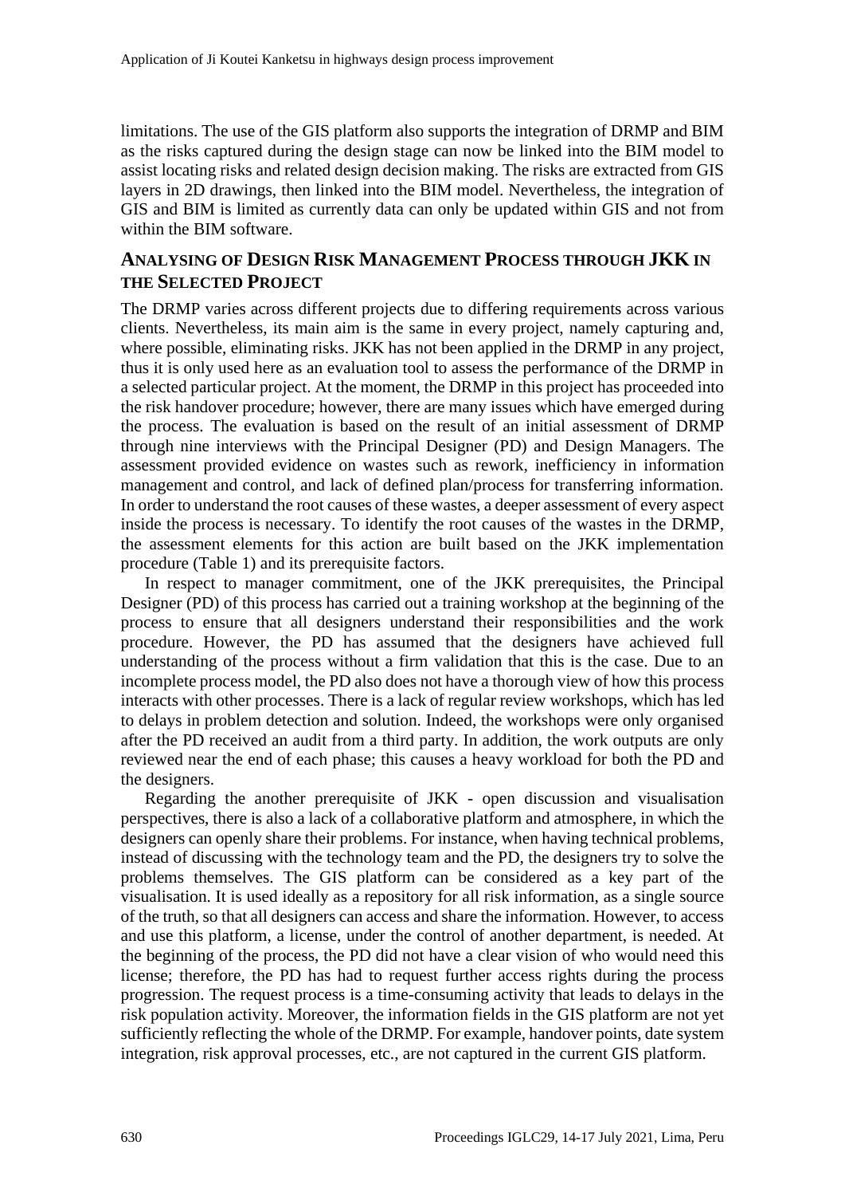limitations. The use of the GIS platform also supports the integration of DRMP and BIM as the risks captured during the design stage can now be linked into the BIM model to assist locating risks and related design decision making. The risks are extracted from GIS layers in 2D drawings, then linked into the BIM model. Nevertheless, the integration of GIS and BIM is limited as currently data can only be updated within GIS and not from within the BIM software.

## ANALYSING OF DESIGN RISK MANAGEMENT PROCESS THROUGH JKK IN THE SELECTED PROJECT

The DRMP varies across different projects due to differing requirements across various clients. Nevertheless, its main aim is the same in every project, namely capturing and, where possible, eliminating risks. JKK has not been applied in the DRMP in any project, thus it is only used here as an evaluation tool to assess the performance of the DRMP in a selected particular project. At the moment, the DRMP in this project has proceeded into the risk handover procedure; however, there are many issues which have emerged during the process. The evaluation is based on the result of an initial assessment of DRMP through nine interviews with the Principal Designer (PD) and Design Managers. The assessment provided evidence on wastes such as rework, inefficiency in information management and control, and lack of defined plan/process for transferring information. In order to understand the root causes of these wastes, a deeper assessment of every aspect inside the process is necessary. To identify the root causes of the wastes in the DRMP, the assessment elements for this action are built based on the JKK implementation procedure (Table 1) and its prerequisite factors.

In respect to manager commitment, one of the JKK prerequisites, the Principal Designer (PD) of this process has carried out a training workshop at the beginning of the process to ensure that all designers understand their responsibilities and the work procedure. However, the PD has assumed that the designers have achieved full understanding of the process without a firm validation that this is the case. Due to an incomplete process model, the PD also does not have a thorough view of how this process interacts with other processes. There is a lack of regular review workshops, which has led to delays in problem detection and solution. Indeed, the workshops were only organised after the PD received an audit from a third party. In addition, the work outputs are only reviewed near the end of each phase; this causes a heavy workload for both the PD and the designers.

Regarding the another prerequisite of JKK - open discussion and visualisation perspectives, there is also a lack of a collaborative platform and atmosphere, in which the designers can openly share their problems. For instance, when having technical problems, instead of discussing with the technology team and the PD, the designers try to solve the problems themselves. The GIS platform can be considered as a key part of the visualisation. It is used ideally as a repository for all risk information, as a single source of the truth, so that all designers can access and share the information. However, to access and use this platform, a license, under the control of another department, is needed. At the beginning of the process, the PD did not have a clear vision of who would need this license; therefore, the PD has had to request further access rights during the process progression. The request process is a time-consuming activity that leads to delays in the risk population activity. Moreover, the information fields in the GIS platform are not yet sufficiently reflecting the whole of the DRMP. For example, handover points, date system integration, risk approval processes, etc., are not captured in the current GIS platform.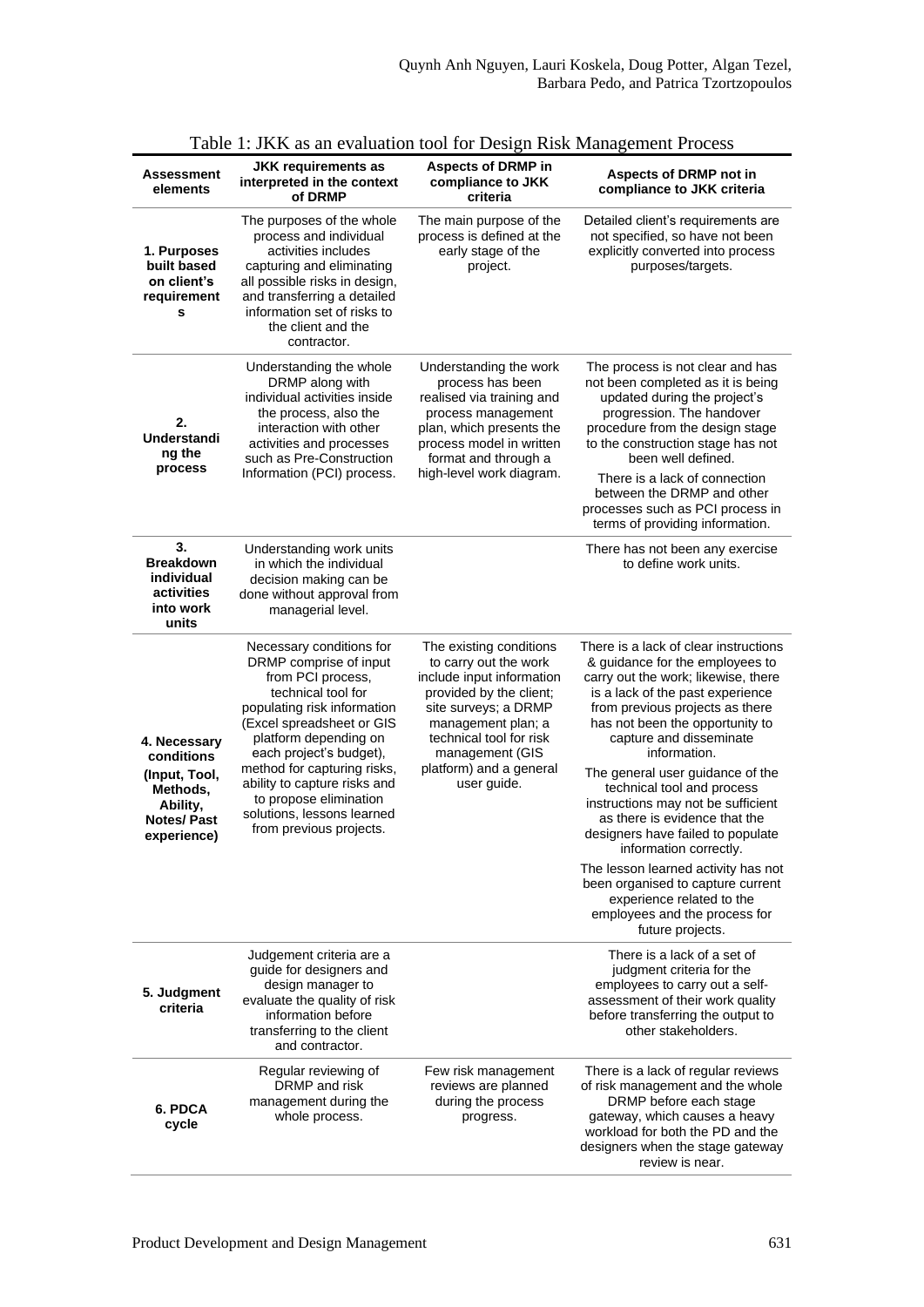Table 1: JKK as an evaluation tool for Design Risk Management Process

| Assessment elements | JKK requirements as interpreted in the context of DRMP | Aspects of DRMP in compliance to JKK criteria | Aspects of DRMP not in compliance to JKK criteria |
|---|---|---|---|
| **1. Purposes built based on client's requirements** | The purposes of the whole process and individual activities includes capturing and eliminating all possible risks in design, and transferring a detailed information set of risks to the client and the contractor. | The main purpose of the process is defined at the early stage of the project. | Detailed client's requirements are not specified, so have not been explicitly converted into process purposes/targets. |
| **2. Understanding the process** | Understanding the whole DRMP along with individual activities inside the process, also the interaction with other activities and processes such as Pre-Construction Information (PCI) process. | Understanding the work process has been realised via training and process management plan, which presents the process model in written format and through a high-level work diagram. | The process is not clear and has not been completed as it is being updated during the project's progression. The handover procedure from the design stage to the construction stage has not been well defined. There is a lack of connection between the DRMP and other processes such as PCI process in terms of providing information. |
| **3. Breakdown individual activities into work units** | Understanding work units in which the individual decision making can be done without approval from managerial level. | | There has not been any exercise to define work units. |
| **4. Necessary conditions (Input, Tool, Methods, Ability, Notes/ Past experience)** | Necessary conditions for DRMP comprise of input from PCI process, technical tool for populating risk information (Excel spreadsheet or GIS platform depending on each project's budget), method for capturing risks, ability to capture risks and to propose elimination solutions, lessons learned from previous projects. | The existing conditions to carry out the work include input information provided by the client; site surveys; a DRMP management plan; a technical tool for risk management (GIS platform) and a general user guide. | There is a lack of clear instructions & guidance for the employees to carry out the work; likewise, there is a lack of the past experience from previous projects as there has not been the opportunity to capture and disseminate information. The general user guidance of the technical tool and process instructions may not be sufficient as there is evidence that the designers have failed to populate information correctly. The lesson learned activity has not been organised to capture current experience related to the employees and the process for future projects. |
| **5. Judgment criteria** | Judgement criteria are a guide for designers and design manager to evaluate the quality of risk information before transferring to the client and contractor. | | There is a lack of a set of judgment criteria for the employees to carry out a self-assessment of their work quality before transferring the output to other stakeholders. |
| **6. PDCA cycle** | Regular reviewing of DRMP and risk management during the whole process. | Few risk management reviews are planned during the process progress. | There is a lack of regular reviews of risk management and the whole DRMP before each stage gateway, which causes a heavy workload for both the PD and the designers when the stage gateway review is near. |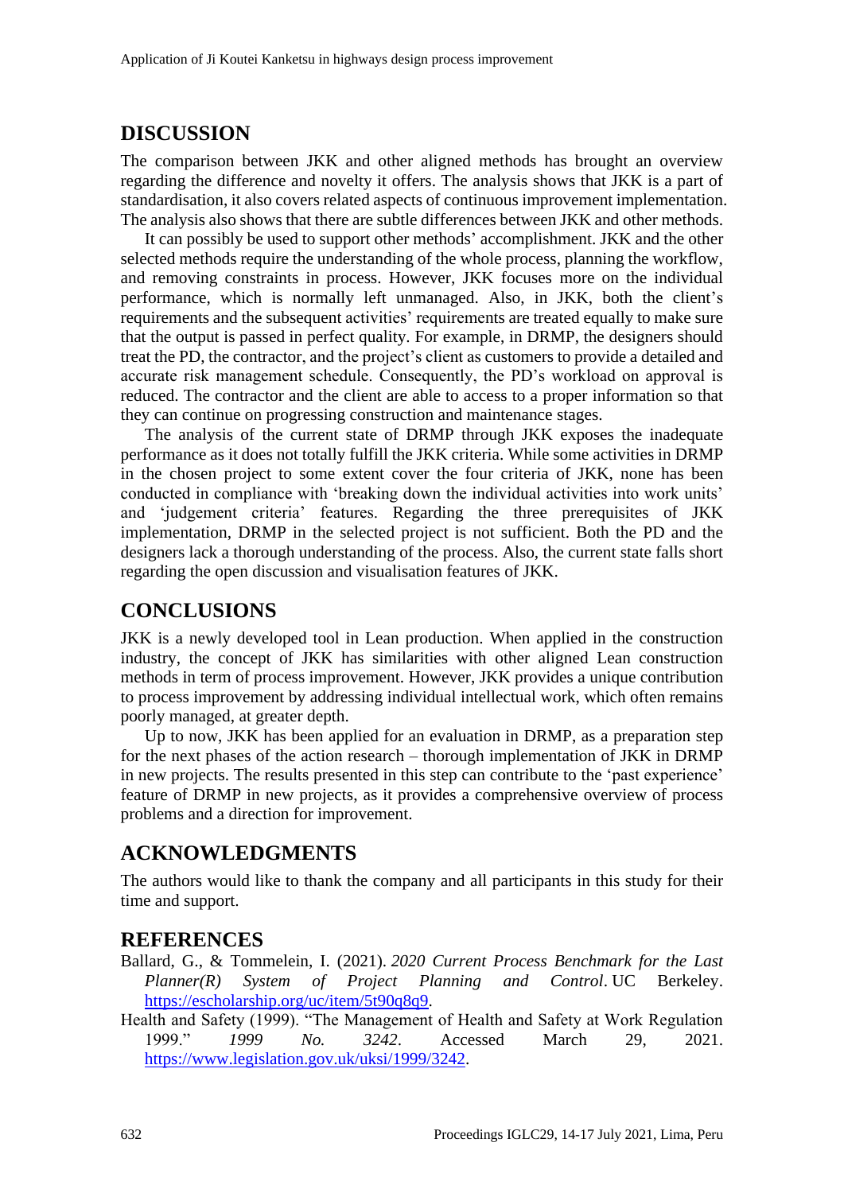## DISCUSSION

The comparison between JKK and other aligned methods has brought an overview regarding the difference and novelty it offers. The analysis shows that JKK is a part of standardisation, it also covers related aspects of continuous improvement implementation. The analysis also shows that there are subtle differences between JKK and other methods.

It can possibly be used to support other methods' accomplishment. JKK and the other selected methods require the understanding of the whole process, planning the workflow, and removing constraints in process. However, JKK focuses more on the individual performance, which is normally left unmanaged. Also, in JKK, both the client's requirements and the subsequent activities' requirements are treated equally to make sure that the output is passed in perfect quality. For example, in DRMP, the designers should treat the PD, the contractor, and the project's client as customers to provide a detailed and accurate risk management schedule. Consequently, the PD's workload on approval is reduced. The contractor and the client are able to access to a proper information so that they can continue on progressing construction and maintenance stages.

The analysis of the current state of DRMP through JKK exposes the inadequate performance as it does not totally fulfill the JKK criteria. While some activities in DRMP in the chosen project to some extent cover the four criteria of JKK, none has been conducted in compliance with 'breaking down the individual activities into work units' and 'judgement criteria' features. Regarding the three prerequisites of JKK implementation, DRMP in the selected project is not sufficient. Both the PD and the designers lack a thorough understanding of the process. Also, the current state falls short regarding the open discussion and visualisation features of JKK.

## CONCLUSIONS

JKK is a newly developed tool in Lean production. When applied in the construction industry, the concept of JKK has similarities with other aligned Lean construction methods in term of process improvement. However, JKK provides a unique contribution to process improvement by addressing individual intellectual work, which often remains poorly managed, at greater depth.

Up to now, JKK has been applied for an evaluation in DRMP, as a preparation step for the next phases of the action research – thorough implementation of JKK in DRMP in new projects. The results presented in this step can contribute to the 'past experience' feature of DRMP in new projects, as it provides a comprehensive overview of process problems and a direction for improvement.

## ACKNOWLEDGMENTS

The authors would like to thank the company and all participants in this study for their time and support.

## REFERENCES

Ballard, G., & Tommelein, I. (2021). *2020 Current Process Benchmark for the Last Planner(R) System of Project Planning and Control*. UC Berkeley. https://escholarship.org/uc/item/5t90q8q9.

Health and Safety (1999). "The Management of Health and Safety at Work Regulation 1999." *1999 No. 3242*. Accessed March 29, 2021. https://www.legislation.gov.uk/uksi/1999/3242.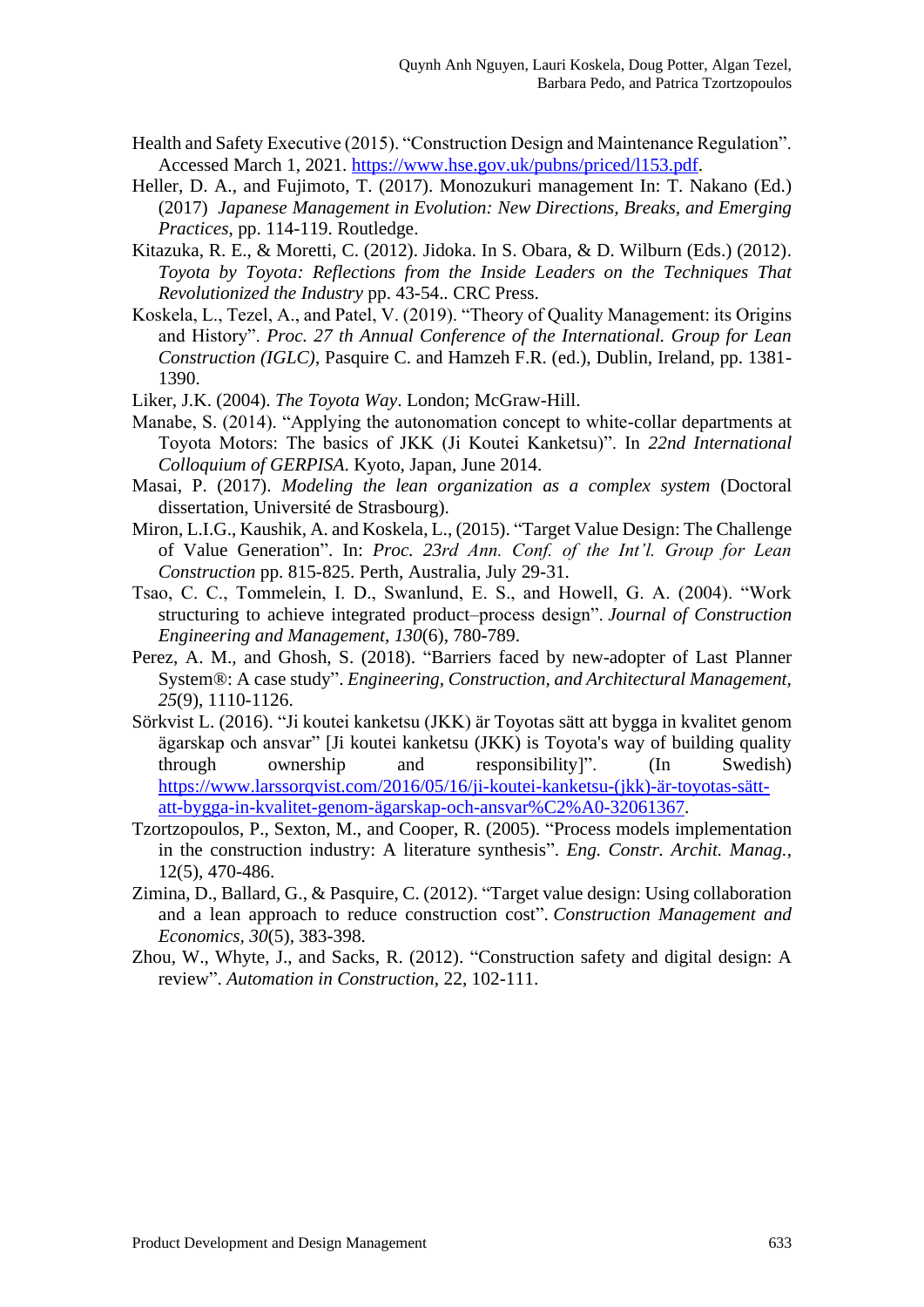Health and Safety Executive (2015). “Construction Design and Maintenance Regulation”. Accessed March 1, 2021. https://www.hse.gov.uk/pubns/priced/l153.pdf.

Heller, D. A., and Fujimoto, T. (2017). Monozukuri management In: T. Nakano (Ed.) (2017) *Japanese Management in Evolution: New Directions, Breaks, and Emerging Practices*, pp. 114-119. Routledge.

Kitazuka, R. E., & Moretti, C. (2012). Jidoka. In S. Obara, & D. Wilburn (Eds.) (2012). *Toyota by Toyota: Reflections from the Inside Leaders on the Techniques That Revolutionized the Industry* pp. 43-54.. CRC Press.

Koskela, L., Tezel, A., and Patel, V. (2019). “Theory of Quality Management: its Origins and History”. *Proc. 27 th Annual Conference of the International. Group for Lean Construction (IGLC)*, Pasquire C. and Hamzeh F.R. (ed.), Dublin, Ireland, pp. 1381-1390.

Liker, J.K. (2004). *The Toyota Way*. London; McGraw-Hill.

Manabe, S. (2014). “Applying the autonomation concept to white-collar departments at Toyota Motors: The basics of JKK (Ji Koutei Kanketsu)”. In *22nd International Colloquium of GERPISA*. Kyoto, Japan, June 2014.

Masai, P. (2017). *Modeling the lean organization as a complex system* (Doctoral dissertation, Université de Strasbourg).

Miron, L.I.G., Kaushik, A. and Koskela, L., (2015). “Target Value Design: The Challenge of Value Generation”. In: *Proc. 23rd Ann. Conf. of the Int'l. Group for Lean Construction* pp. 815-825. Perth, Australia, July 29-31.

Tsao, C. C., Tommelein, I. D., Swanlund, E. S., and Howell, G. A. (2004). “Work structuring to achieve integrated product–process design”. *Journal of Construction Engineering and Management*, *130*(6), 780-789.

Perez, A. M., and Ghosh, S. (2018). “Barriers faced by new-adopter of Last Planner System®: A case study”. *Engineering, Construction, and Architectural Management, 25*(9), 1110-1126.

Sörkvist L. (2016). “Ji koutei kanketsu (JKK) är Toyotas sätt att bygga in kvalitet genom ägarskap och ansvar” [Ji koutei kanketsu (JKK) is Toyota's way of building quality through ownership and responsibility]”. (In Swedish) https://www.larssorqvist.com/2016/05/16/ji-koutei-kanketsu-(jkk)-är-toyotas-sätt-att-bygga-in-kvalitet-genom-ägarskap-och-ansvar%C2%A0-32061367.

Tzortzopoulos, P., Sexton, M., and Cooper, R. (2005). “Process models implementation in the construction industry: A literature synthesis”. *Eng. Constr. Archit. Manag.*, 12(5), 470-486.

Zimina, D., Ballard, G., & Pasquire, C. (2012). “Target value design: Using collaboration and a lean approach to reduce construction cost”. *Construction Management and Economics*, *30*(5), 383-398.

Zhou, W., Whyte, J., and Sacks, R. (2012). “Construction safety and digital design: A review”. *Automation in Construction*, 22, 102-111.